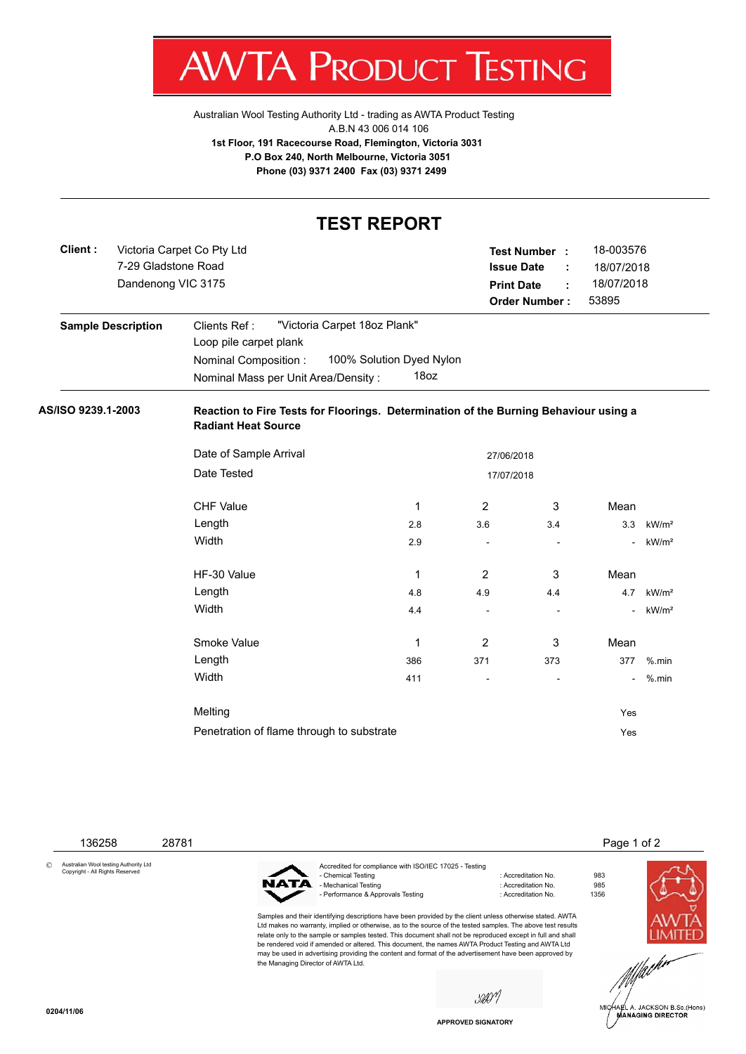# AWTA PRODUCT TESTING

Australian Wool Testing Authority Ltd - trading as AWTA Product Testing
A.B.N 43 006 014 106
**1st Floor, 191 Racecourse Road, Flemington, Victoria 3031**
**P.O Box 240, North Melbourne, Victoria 3051**
**Phone (03) 9371 2400 Fax (03) 9371 2499**

## TEST REPORT

**Client :** Victoria Carpet Co Pty Ltd
7-29 Gladstone Road
Dandenong VIC 3175

**Test Number :** 18-003576
**Issue Date :** 18/07/2018
**Print Date :** 18/07/2018
**Order Number :** 53895

**Sample Description**

Clients Ref : "Victoria Carpet 18oz Plank"
Loop pile carpet plank
Nominal Composition : 100% Solution Dyed Nylon
Nominal Mass per Unit Area/Density : 18oz

**AS/ISO 9239.1-2003** **Reaction to Fire Tests for Floorings. Determination of the Burning Behaviour using a Radiant Heat Source**

Date of Sample Arrival: 27/06/2018
Date Tested: 17/07/2018

| CHF Value | 1 | 2 | 3 | Mean | |
|---|---|---|---|---|---|
| Length | 2.8 | 3.6 | 3.4 | 3.3 | kW/m² |
| Width | 2.9 | - | - | - | kW/m² |

| HF-30 Value | 1 | 2 | 3 | Mean | |
|---|---|---|---|---|---|
| Length | 4.8 | 4.9 | 4.4 | 4.7 | kW/m² |
| Width | 4.4 | - | - | - | kW/m² |

| Smoke Value | 1 | 2 | 3 | Mean | |
|---|---|---|---|---|---|
| Length | 386 | 371 | 373 | 377 | %.min |
| Width | 411 | - | - | - | %.min |

Melting: Yes
Penetration of flame through to substrate: Yes

136258 28781

© Australian Wool testing Authority Ltd
Copyright - All Rights Reserved

NATA

Accredited for compliance with ISO/IEC 17025 - Testing
- Chemical Testing : Accreditation No. 983
- Mechanical Testing : Accreditation No. 985
- Performance & Approvals Testing : Accreditation No. 1356

Samples and their identifying descriptions have been provided by the client unless otherwise stated. AWTA Ltd makes no warranty, implied or otherwise, as to the source of the tested samples. The above test results relate only to the sample or samples tested. This document shall not be reproduced except in full and shall be rendered void if amended or altered. This document, the names AWTA Product Testing and AWTA Ltd may be used in advertising providing the content and format of the advertisement have been approved by the Managing Director of AWTA Ltd.

AWTA LIMITED

APPROVED SIGNATORY

MICHAEL A. JACKSON B.Sc.(Hons)
MANAGING DIRECTOR

0204/11/06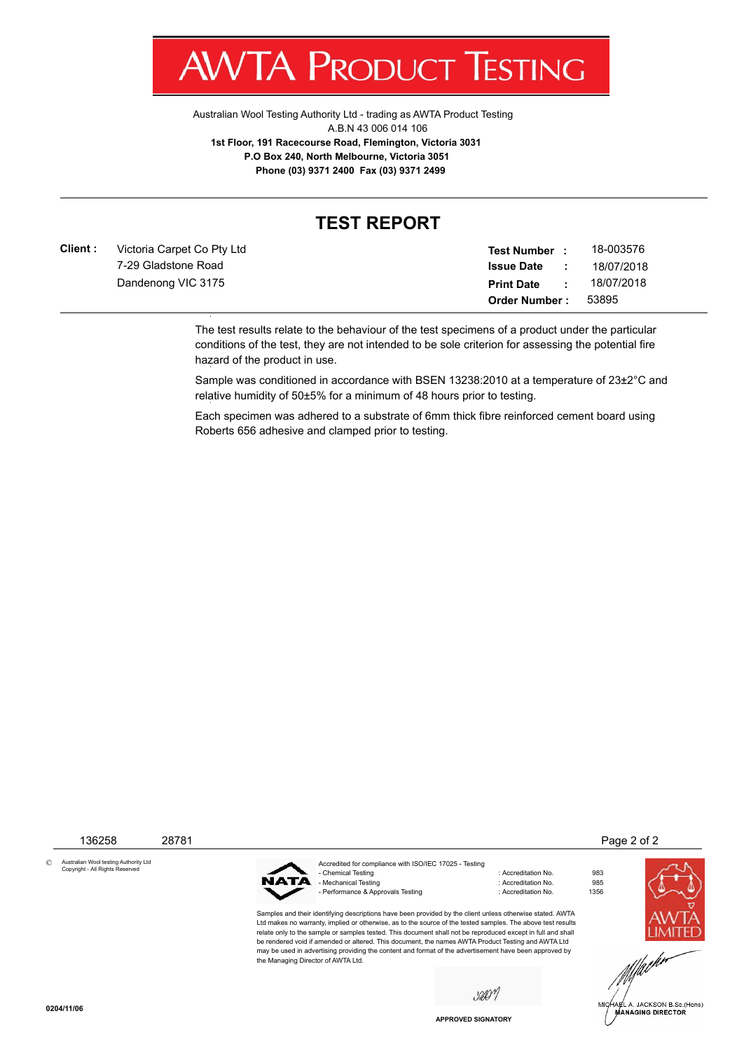# AWTA PRODUCT TESTING

Australian Wool Testing Authority Ltd - trading as AWTA Product Testing
A.B.N 43 006 014 106
**1st Floor, 191 Racecourse Road, Flemington, Victoria 3031**
**P.O Box 240, North Melbourne, Victoria 3051**
**Phone (03) 9371 2400 Fax (03) 9371 2499**

## TEST REPORT

**Client :** Victoria Carpet Co Pty Ltd
7-29 Gladstone Road
Dandenong VIC 3175

**Test Number :** 18-003576
**Issue Date :** 18/07/2018
**Print Date :** 18/07/2018
**Order Number :** 53895

The test results relate to the behaviour of the test specimens of a product under the particular conditions of the test, they are not intended to be sole criterion for assessing the potential fire hazard of the product in use.

Sample was conditioned in accordance with BSEN 13238:2010 at a temperature of 23±2°C and relative humidity of 50±5% for a minimum of 48 hours prior to testing.

Each specimen was adhered to a substrate of 6mm thick fibre reinforced cement board using Roberts 656 adhesive and clamped prior to testing.

136258 28781

© Australian Wool testing Authority Ltd
Copyright - All Rights Reserved

Accredited for compliance with ISO/IEC 17025 - Testing

| | | |
|---|---|---|
| - Chemical Testing | : Accreditation No. | 983 |
| - Mechanical Testing | : Accreditation No. | 985 |
| - Performance & Approvals Testing | : Accreditation No. | 1356 |

Samples and their identifying descriptions have been provided by the client unless otherwise stated. AWTA Ltd makes no warranty, implied or otherwise, as to the source of the tested samples. The above test results relate only to the sample or samples tested. This document shall not be reproduced except in full and shall be rendered void if amended or altered. This document, the names AWTA Product Testing and AWTA Ltd may be used in advertising providing the content and format of the advertisement have been approved by the Managing Director of AWTA Ltd.

APPROVED SIGNATORY

MICHAEL A. JACKSON B.Sc.(Hons)
MANAGING DIRECTOR

0204/11/06